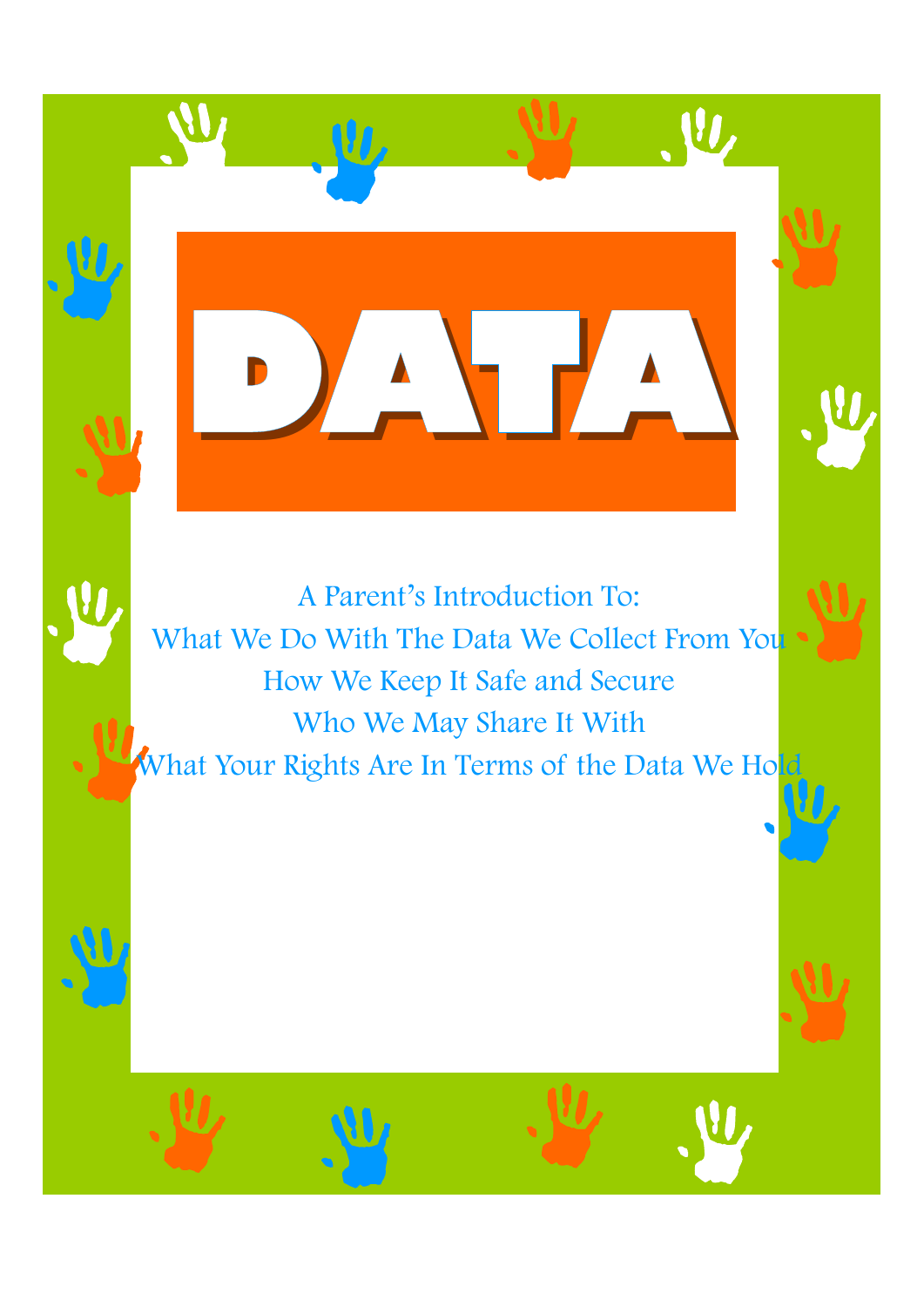# DATA

A Parent's Introduction To:

What We Do With The Data We Collect From You

How We Keep It Safe and Secure

Who We May Share It With

What Your Rights Are In Terms of the Data We Hold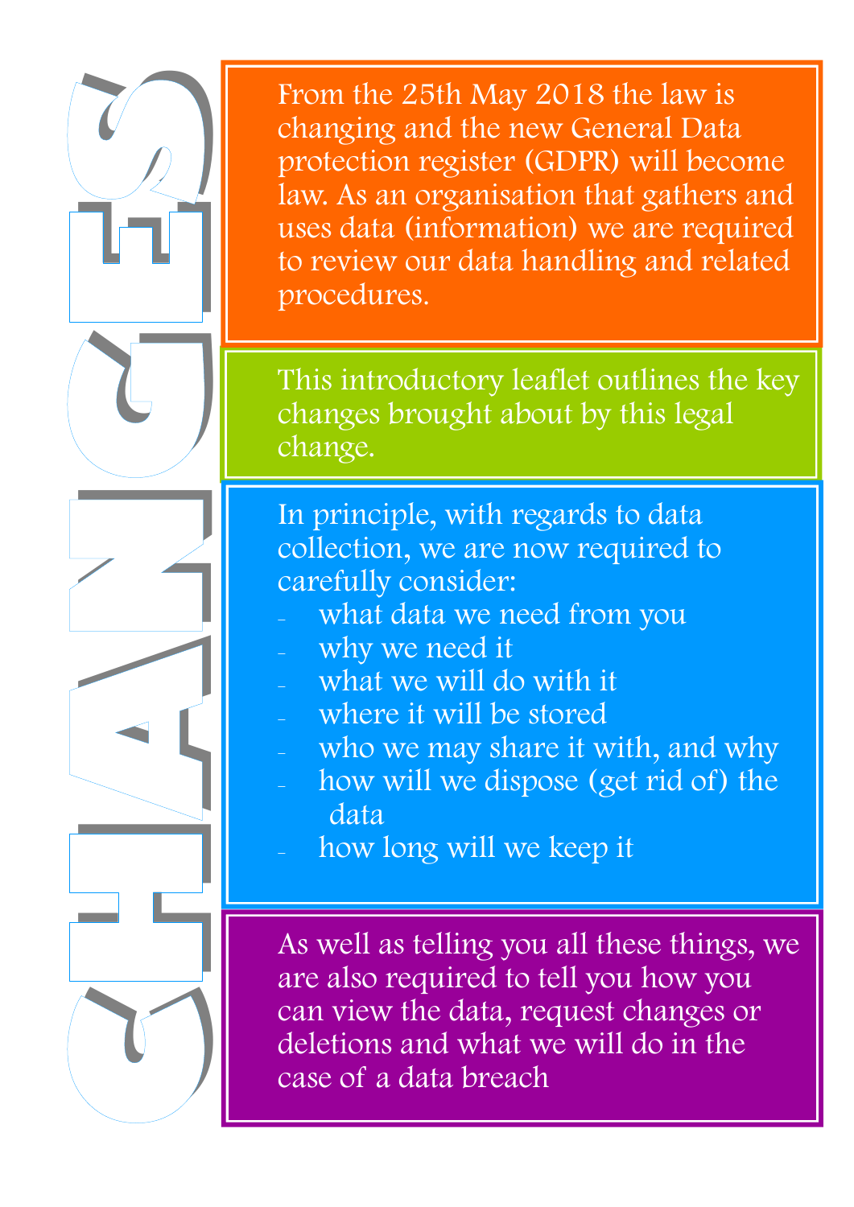# CHANGES

From the 25th May 2018 the law is changing and the new General Data protection register (GDPR) will become law. As an organisation that gathers and uses data (information) we are required to review our data handling and related procedures.

This introductory leaflet outlines the key changes brought about by this legal change.

In principle, with regards to data collection, we are now required to carefully consider:

- what data we need from you
- why we need it
- what we will do with it
- where it will be stored
- who we may share it with, and why
- how will we dispose (get rid of) the data
- how long will we keep it

As well as telling you all these things, we are also required to tell you how you can view the data, request changes or deletions and what we will do in the case of a data breach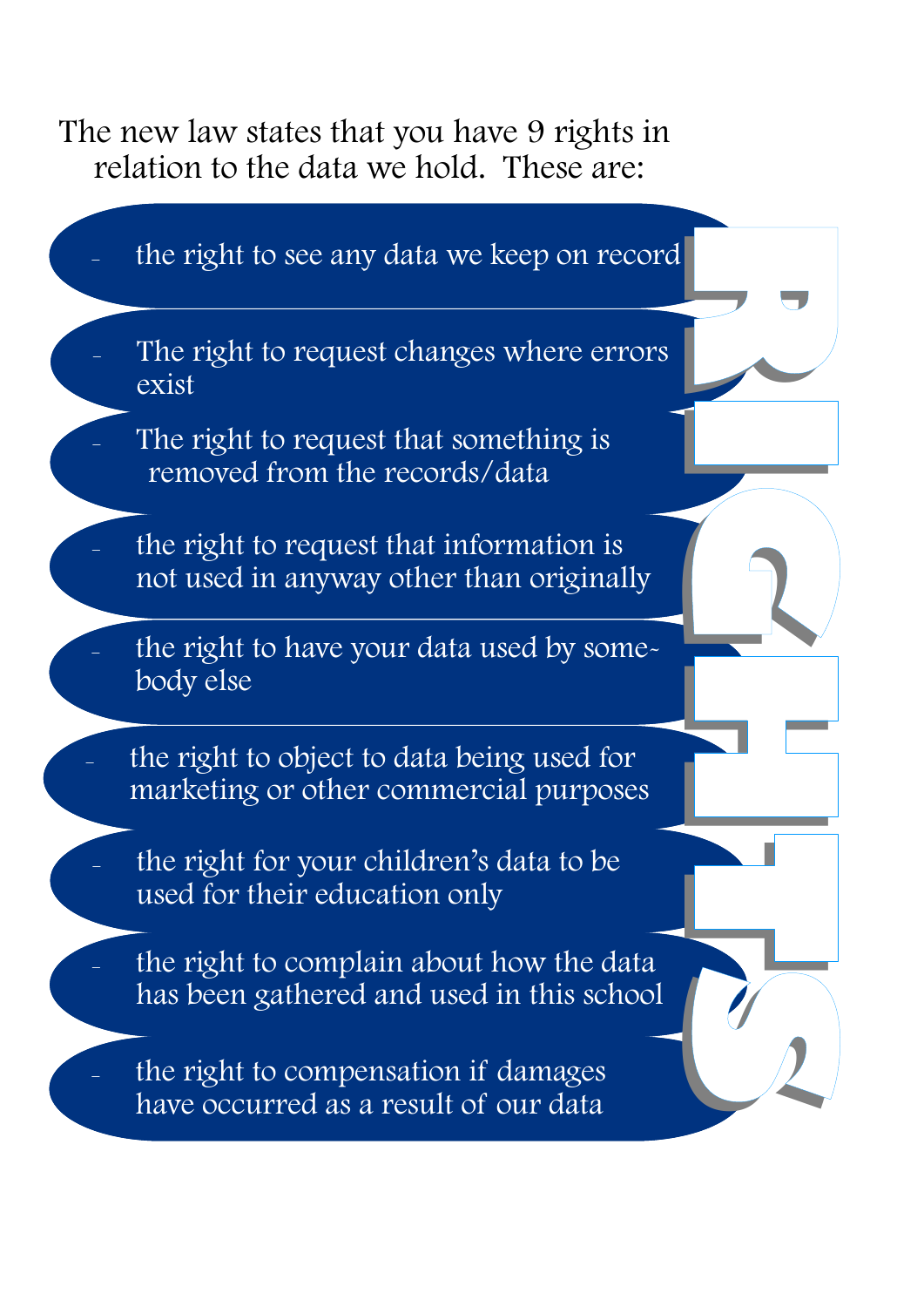The new law states that you have 9 rights in relation to the data we hold. These are:

- the right to see any data we keep on record
- The right to request changes where errors exist
- The right to request that something is removed from the records/data
- the right to request that information is not used in anyway other than originally
- the right to have your data used by somebody else
- the right to object to data being used for marketing or other commercial purposes
- the right for your children's data to be used for their education only
- the right to complain about how the data has been gathered and used in this school
- the right to compensation if damages have occurred as a result of our data

RIGHTS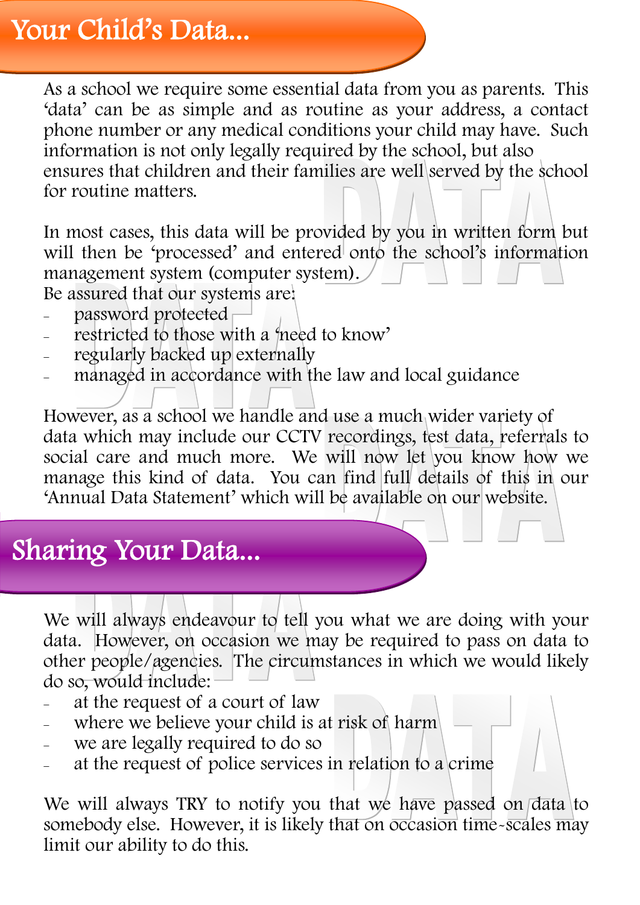## Your Child's Data...

As a school we require some essential data from you as parents. This 'data' can be as simple and as routine as your address, a contact phone number or any medical conditions your child may have. Such information is not only legally required by the school, but also ensures that children and their families are well served by the school for routine matters.

In most cases, this data will be provided by you in written form but will then be 'processed' and entered onto the school's information management system (computer system).
Be assured that our systems are:

- password protected
- restricted to those with a 'need to know'
- regularly backed up externally
- managed in accordance with the law and local guidance

However, as a school we handle and use a much wider variety of data which may include our CCTV recordings, test data, referrals to social care and much more. We will now let you know how we manage this kind of data. You can find full details of this in our 'Annual Data Statement' which will be available on our website.

## Sharing Your Data...

We will always endeavour to tell you what we are doing with your data. However, on occasion we may be required to pass on data to other people/agencies. The circumstances in which we would likely do so, would include:

- at the request of a court of law
- where we believe your child is at risk of harm
- we are legally required to do so
- at the request of police services in relation to a crime

We will always TRY to notify you that we have passed on data to somebody else. However, it is likely that on occasion time-scales may limit our ability to do this.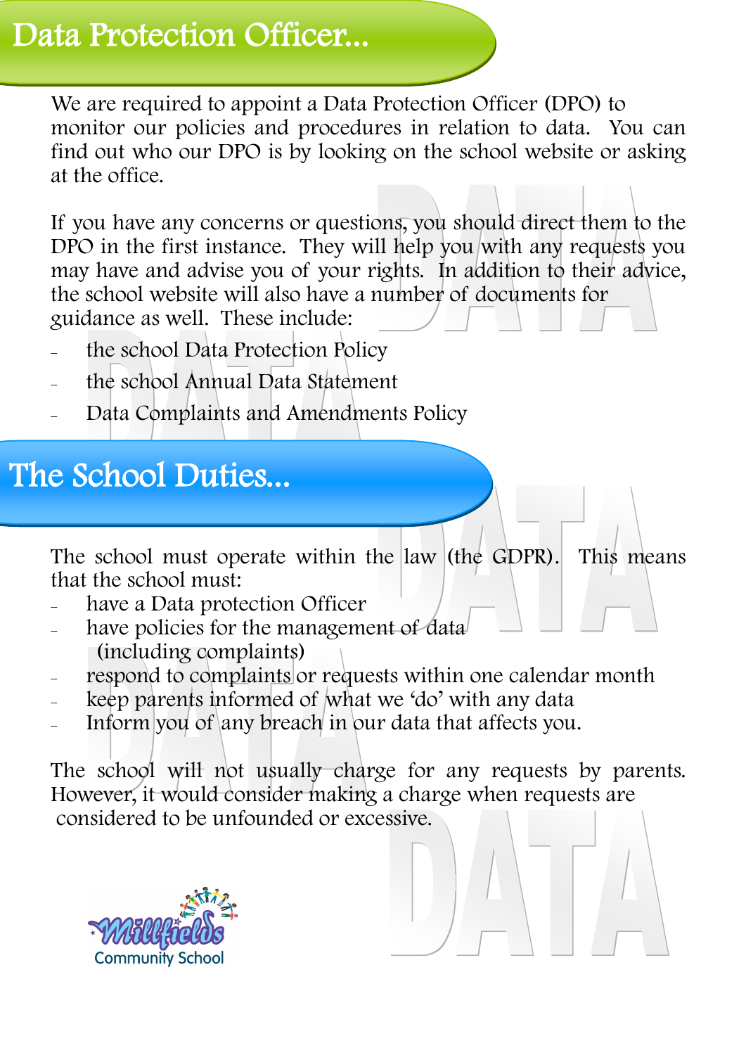## Data Protection Officer...

We are required to appoint a Data Protection Officer (DPO) to monitor our policies and procedures in relation to data. You can find out who our DPO is by looking on the school website or asking at the office.

If you have any concerns or questions, you should direct them to the DPO in the first instance. They will help you with any requests you may have and advise you of your rights. In addition to their advice, the school website will also have a number of documents for guidance as well. These include:

- the school Data Protection Policy
- the school Annual Data Statement
- Data Complaints and Amendments Policy

## The School Duties...

The school must operate within the law (the GDPR). This means that the school must:

- have a Data protection Officer
- have policies for the management of data (including complaints)
- respond to complaints or requests within one calendar month
- keep parents informed of what we 'do' with any data
- Inform you of any breach in our data that affects you.

The school will not usually charge for any requests by parents. However, it would consider making a charge when requests are considered to be unfounded or excessive.

Millfields Community School